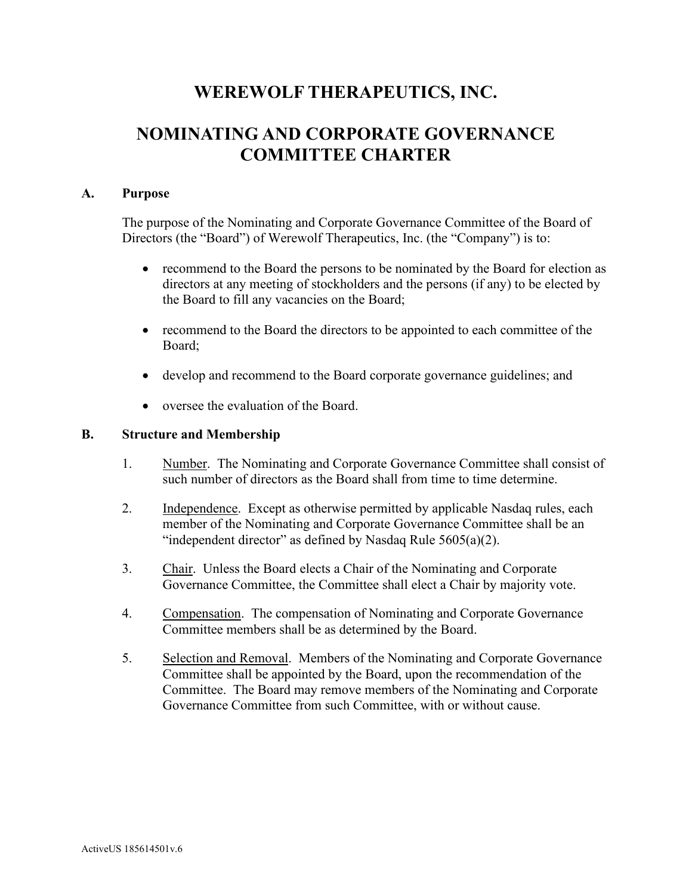# WEREWOLF THERAPEUTICS, INC.

# NOMINATING AND CORPORATE GOVERNANCE COMMITTEE CHARTER

## A. Purpose

The purpose of the Nominating and Corporate Governance Committee of the Board of Directors (the "Board") of Werewolf Therapeutics, Inc. (the "Company") is to:

- recommend to the Board the persons to be nominated by the Board for election as directors at any meeting of stockholders and the persons (if any) to be elected by the Board to fill any vacancies on the Board;
- recommend to the Board the directors to be appointed to each committee of the Board;
- develop and recommend to the Board corporate governance guidelines; and
- oversee the evaluation of the Board.

## B. Structure and Membership

1. Number. The Nominating and Corporate Governance Committee shall consist of such number of directors as the Board shall from time to time determine.

2. Independence. Except as otherwise permitted by applicable Nasdaq rules, each member of the Nominating and Corporate Governance Committee shall be an "independent director" as defined by Nasdaq Rule 5605(a)(2).

3. Chair. Unless the Board elects a Chair of the Nominating and Corporate Governance Committee, the Committee shall elect a Chair by majority vote.

4. Compensation. The compensation of Nominating and Corporate Governance Committee members shall be as determined by the Board.

5. Selection and Removal. Members of the Nominating and Corporate Governance Committee shall be appointed by the Board, upon the recommendation of the Committee. The Board may remove members of the Nominating and Corporate Governance Committee from such Committee, with or without cause.

ActiveUS 185614501v.6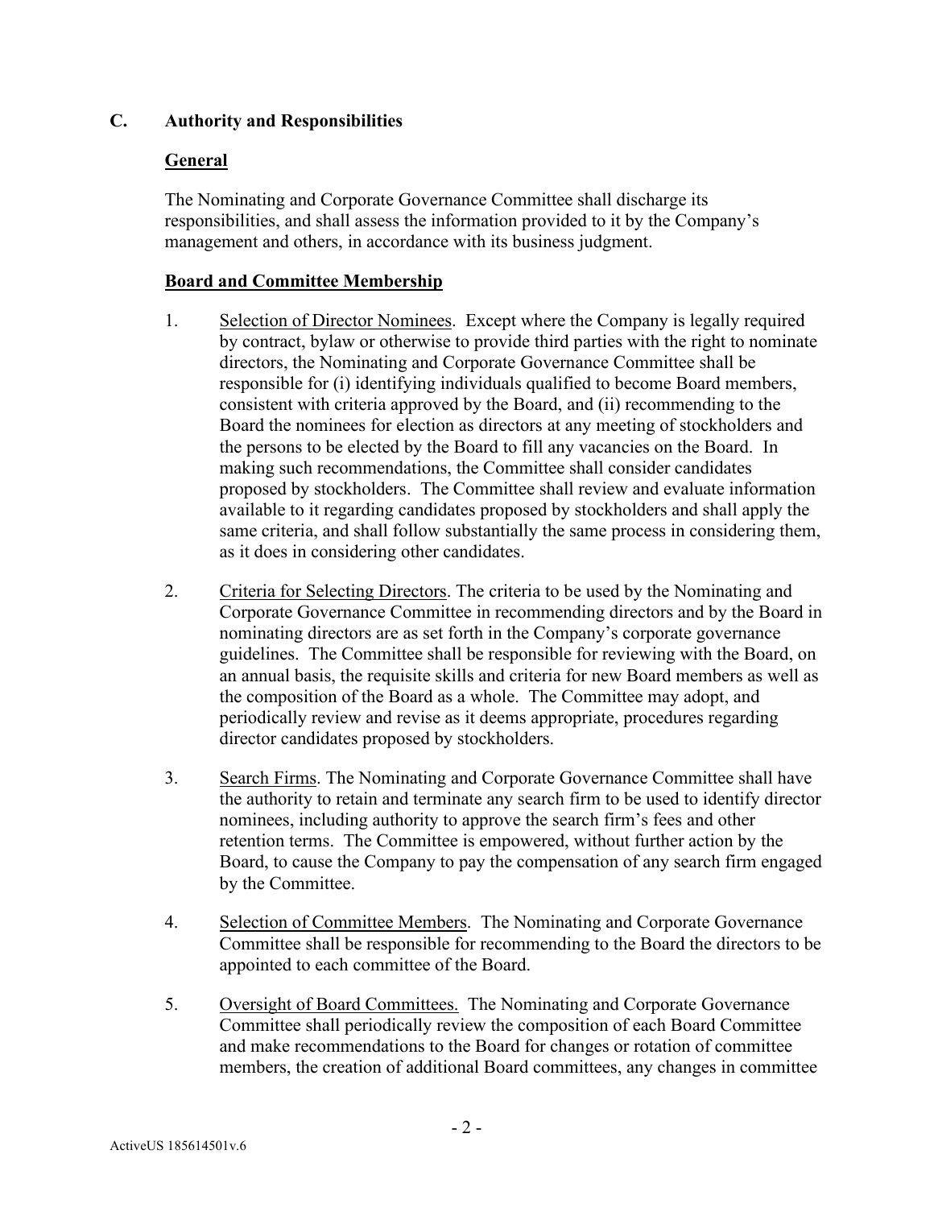## C. Authority and Responsibilities

### General

The Nominating and Corporate Governance Committee shall discharge its responsibilities, and shall assess the information provided to it by the Company's management and others, in accordance with its business judgment.

### Board and Committee Membership

1. Selection of Director Nominees. Except where the Company is legally required by contract, bylaw or otherwise to provide third parties with the right to nominate directors, the Nominating and Corporate Governance Committee shall be responsible for (i) identifying individuals qualified to become Board members, consistent with criteria approved by the Board, and (ii) recommending to the Board the nominees for election as directors at any meeting of stockholders and the persons to be elected by the Board to fill any vacancies on the Board. In making such recommendations, the Committee shall consider candidates proposed by stockholders. The Committee shall review and evaluate information available to it regarding candidates proposed by stockholders and shall apply the same criteria, and shall follow substantially the same process in considering them, as it does in considering other candidates.

2. Criteria for Selecting Directors. The criteria to be used by the Nominating and Corporate Governance Committee in recommending directors and by the Board in nominating directors are as set forth in the Company's corporate governance guidelines. The Committee shall be responsible for reviewing with the Board, on an annual basis, the requisite skills and criteria for new Board members as well as the composition of the Board as a whole. The Committee may adopt, and periodically review and revise as it deems appropriate, procedures regarding director candidates proposed by stockholders.

3. Search Firms. The Nominating and Corporate Governance Committee shall have the authority to retain and terminate any search firm to be used to identify director nominees, including authority to approve the search firm's fees and other retention terms. The Committee is empowered, without further action by the Board, to cause the Company to pay the compensation of any search firm engaged by the Committee.

4. Selection of Committee Members. The Nominating and Corporate Governance Committee shall be responsible for recommending to the Board the directors to be appointed to each committee of the Board.

5. Oversight of Board Committees. The Nominating and Corporate Governance Committee shall periodically review the composition of each Board Committee and make recommendations to the Board for changes or rotation of committee members, the creation of additional Board committees, any changes in committee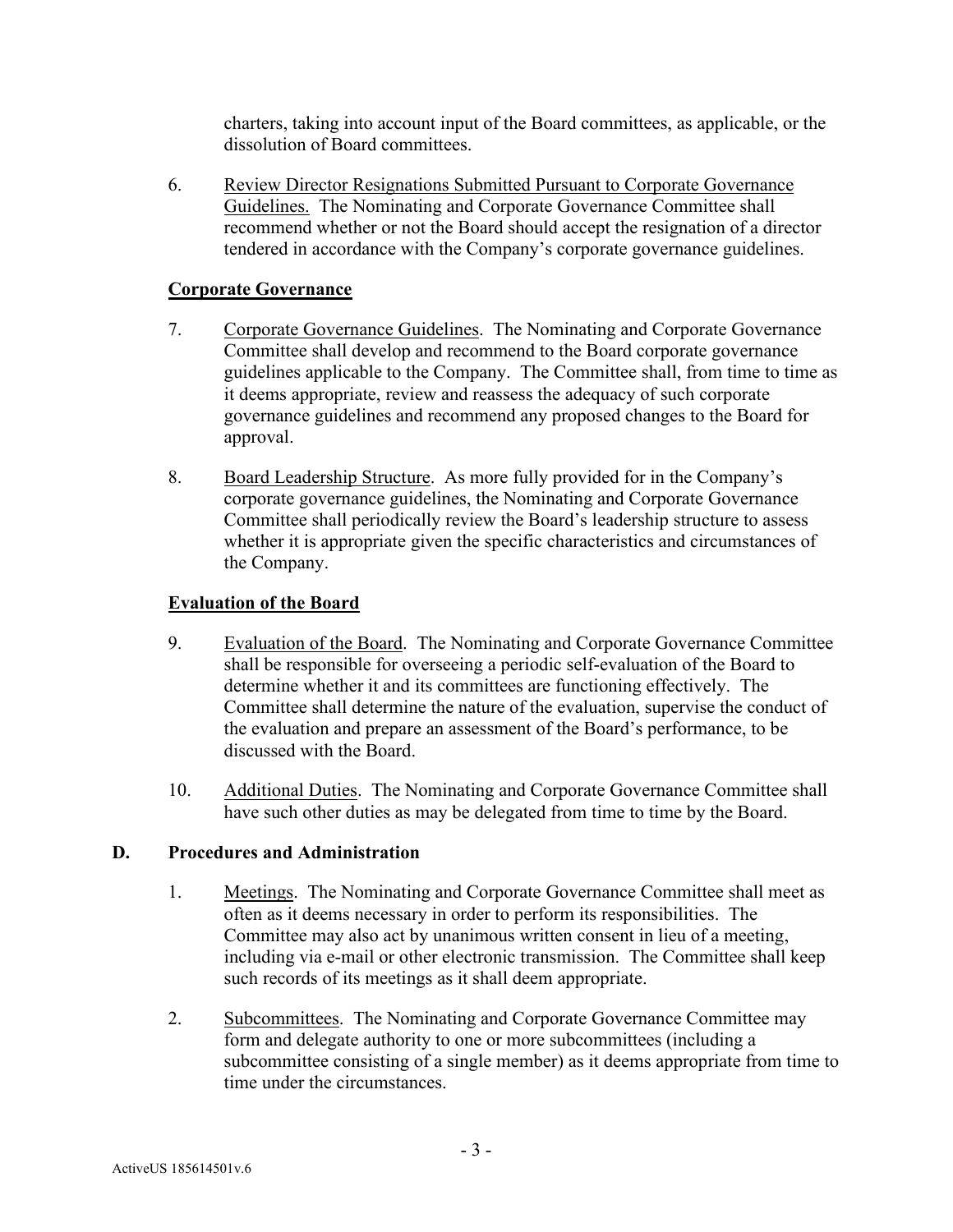charters, taking into account input of the Board committees, as applicable, or the dissolution of Board committees.

6. Review Director Resignations Submitted Pursuant to Corporate Governance Guidelines. The Nominating and Corporate Governance Committee shall recommend whether or not the Board should accept the resignation of a director tendered in accordance with the Company's corporate governance guidelines.

**Corporate Governance**

7. Corporate Governance Guidelines. The Nominating and Corporate Governance Committee shall develop and recommend to the Board corporate governance guidelines applicable to the Company. The Committee shall, from time to time as it deems appropriate, review and reassess the adequacy of such corporate governance guidelines and recommend any proposed changes to the Board for approval.

8. Board Leadership Structure. As more fully provided for in the Company's corporate governance guidelines, the Nominating and Corporate Governance Committee shall periodically review the Board's leadership structure to assess whether it is appropriate given the specific characteristics and circumstances of the Company.

**Evaluation of the Board**

9. Evaluation of the Board. The Nominating and Corporate Governance Committee shall be responsible for overseeing a periodic self-evaluation of the Board to determine whether it and its committees are functioning effectively. The Committee shall determine the nature of the evaluation, supervise the conduct of the evaluation and prepare an assessment of the Board's performance, to be discussed with the Board.

10. Additional Duties. The Nominating and Corporate Governance Committee shall have such other duties as may be delegated from time to time by the Board.

## D. Procedures and Administration

1. Meetings. The Nominating and Corporate Governance Committee shall meet as often as it deems necessary in order to perform its responsibilities. The Committee may also act by unanimous written consent in lieu of a meeting, including via e-mail or other electronic transmission. The Committee shall keep such records of its meetings as it shall deem appropriate.

2. Subcommittees. The Nominating and Corporate Governance Committee may form and delegate authority to one or more subcommittees (including a subcommittee consisting of a single member) as it deems appropriate from time to time under the circumstances.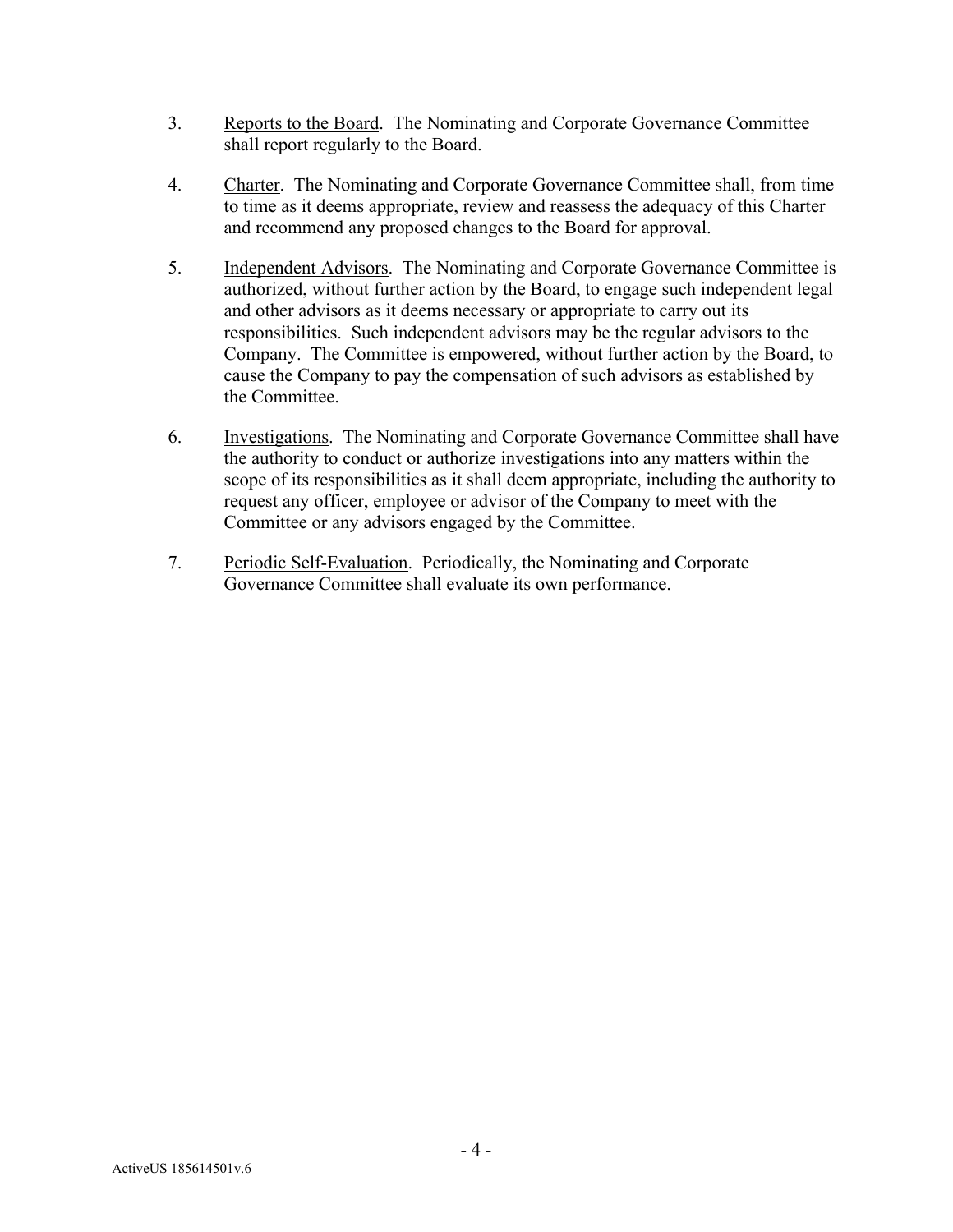3. Reports to the Board. The Nominating and Corporate Governance Committee shall report regularly to the Board.

4. Charter. The Nominating and Corporate Governance Committee shall, from time to time as it deems appropriate, review and reassess the adequacy of this Charter and recommend any proposed changes to the Board for approval.

5. Independent Advisors. The Nominating and Corporate Governance Committee is authorized, without further action by the Board, to engage such independent legal and other advisors as it deems necessary or appropriate to carry out its responsibilities. Such independent advisors may be the regular advisors to the Company. The Committee is empowered, without further action by the Board, to cause the Company to pay the compensation of such advisors as established by the Committee.

6. Investigations. The Nominating and Corporate Governance Committee shall have the authority to conduct or authorize investigations into any matters within the scope of its responsibilities as it shall deem appropriate, including the authority to request any officer, employee or advisor of the Company to meet with the Committee or any advisors engaged by the Committee.

7. Periodic Self-Evaluation. Periodically, the Nominating and Corporate Governance Committee shall evaluate its own performance.